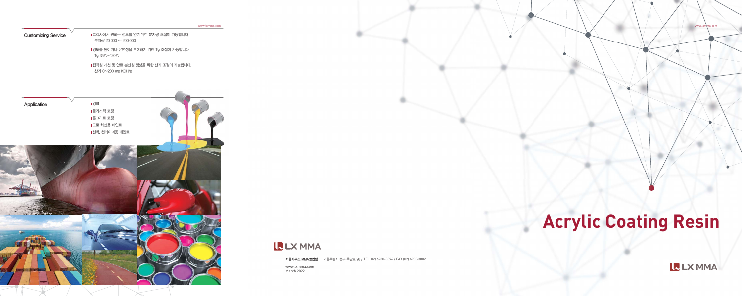## Customizing Service

- 고객사에서 원하는 점도를 얻기 위한 분자량 조절이 가능합니다.
  : 분자량 20,000 ~ 200,000
- 경도를 높이거나 유연성을 부여하기 위한 Tg 조절이 가능합니다.
  : Tg 35℃~120℃
- 접착성 개선 및 안료 분산성 향상을 위한 산가 조절이 가능합니다.
  : 산가 0~200 mg KOH/g

## Application

- 잉크
- 플라스틱 코팅
- 콘크리트 코팅
- 도로 차선용 페인트
- 선박, 컨테이너용 페인트

LX MMA

**서울사무소 MMA영업팀** 서울특별시 중구 후암로 98 / TEL (02) 6930-3896 / FAX (02) 6930-3802

www.lxmma.com
March 2022

# Acrylic Coating Resin

LX MMA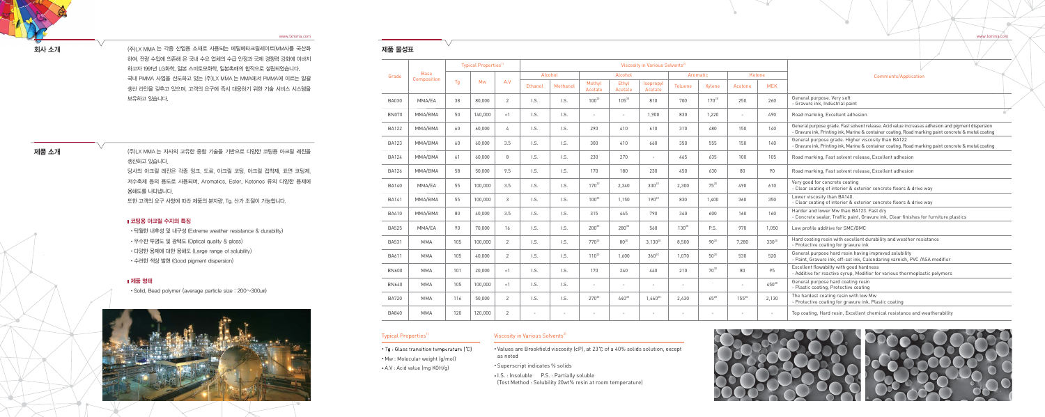## 회사 소개

(주)LX MMA 는 각종 산업용 소재로 사용되는 메틸메타크릴레이트(MMA)를 국산화 하여, 전량 수입에 의존해 온 국내 수요 업체의 수급 안정과 국제 경쟁력 강화에 이바지 하고자 1991년 LG화학, 일본 스미토모화학, 일본촉매의 합작으로 설립되었습니다.
국내 PMMA 사업을 선도하고 있는 (주)LX MMA 는 MMA에서 PMMA에 이르는 일괄 생산 라인을 갖추고 있으며, 고객의 요구에 즉시 대응하기 위한 기술 서비스 시스템을 보유하고 있습니다.

## 제품 소개

(주)LX MMA 는 자사의 고유한 중합 기술을 기반으로 다양한 코팅용 아크릴 레진을 생산하고 있습니다.
당사의 아크릴 레진은 각종 잉크, 도료, 아크릴 코팅, 아크릴 접착제, 표면 코팅제, 저수축제 등의 용도로 사용되며, Aromatics, Ester, Ketones 류의 다양한 용제에 용해도를 나타냅니다.
또한 고객의 요구 사항에 따라 제품의 분자량, Tg, 산가 조절이 가능합니다.

### 코팅용 아크릴 수지의 특징

- 탁월한 내후성 및 내구성 (Extreme weather resistance & durability)
- 우수한 투명도 및 광택도 (Optical quality & gloss)
- 다양한 용제에 대한 용해도 (Large range of solubility)
- 수려한 색상 발현 (Good pigment dispersion)

### 제품 형태

- Solid, Bead polymer (average particle size : 200~300㎛)

## 제품 물성표

| Grade | Base Composition | Typical Properties[1] | | | Viscosity in Various Solvents[2] | | | | | | | | | | Comments/Application |
|---|---|---|---|---|---|---|---|---|---|---|---|---|---|---|---|
| | | Tg | Mw | A.V | Alcohol | | Alcohol | | | Aromatic | | Ketone | | | |
| | | | | | Ethanol | Methanol | Methyl Acetate | Ethyl Acetate | Isopropyl Acetate | Toluene | Xylene | Acetone | MEK | | |
| BA030 | MMA/EA | 38 | 80,000 | 2 | I.S. | I.S. | 100[30] | 105[30] | 810 | 700 | 170[30] | 250 | 260 | | General purpose. Very soft<br>- Gravure ink, Industrial paint |
| BN070 | MMA/BMA | 50 | 140,000 | <1 | I.S. | I.S. | - | - | 1,900 | 830 | 1,220 | - | 490 | | Road marking, Excellent adhesion |
| BA122 | MMA/BMA | 60 | 60,000 | 4 | I.S. | I.S. | 290 | 410 | 610 | 310 | 480 | 150 | 140 | | General purpose grade. Fast solvent release. Acid value increases adhesion and pigment dispersion<br>- Gravure ink, Printing ink, Marine & container coating, Road marking paint concrete & metal coating |
| BA123 | MMA/BMA | 60 | 60,000 | 3.5 | I.S. | I.S. | 300 | 410 | 660 | 350 | 555 | 150 | 140 | | General purpose grade. Higher viscosity than BA122<br>- Gravure ink, Printing ink, Marine & container coating, Road marking paint concrete & metal coating |
| BA124 | MMA/BMA | 61 | 60,000 | 8 | I.S. | I.S. | 230 | 270 | - | 465 | 635 | 100 | 105 | | Road marking, Fast solvent release, Excellent adhesion |
| BA126 | MMA/BMA | 58 | 50,000 | 9.5 | I.S. | I.S. | 170 | 180 | 230 | 450 | 630 | 80 | 90 | | Road marking, Fast solvent release, Excellent adhesion |
| BA140 | MMA/EA | 55 | 100,000 | 3.5 | I.S. | I.S. | 170[30] | 2,340 | 330[30] | 2,300 | 75[20] | 490 | 610 | | Very good for concrete coating<br>- Clear coating of interior & exterior concrete floors & drive way |
| BA141 | MMA/BMA | 55 | 100,000 | 3 | I.S. | I.S. | 100[30] | 1,150 | 190[30] | 830 | 1,400 | 360 | 350 | | Lower viscosity than BA140.<br>- Clear coating of interior & exterior concrete floors & drive way |
| BA410 | MMA/BMA | 80 | 40,000 | 3.5 | I.S. | I.S. | 315 | 445 | 790 | 340 | 600 | 160 | 160 | | Harder and lower Mw than BA123. Fast dry<br>- Concrete sealer, Traffic paint, Gravure ink, Clear finishes for furniture plastics |
| BA525 | MMA/EA | 90 | 70,000 | 16 | I.S. | I.S. | 200[30] | 280[30] | 560 | 130[30] | P.S. | 970 | 1,050 | | Low profile additive for SMC/BMC |
| BA531 | MMA | 105 | 100,000 | 2 | I.S. | I.S. | 770[30] | 80[20] | 3,130[30] | 8,500 | 90[20] | 7,280 | 330[30] | | Hard coating resin with excellent durability and weather resistance<br>- Protective coating for gravure ink |
| BA611 | MMA | 105 | 40,000 | 2 | I.S. | I.S. | 110[30] | 1,600 | 360[30] | 1,070 | 50[20] | 530 | 520 | | General purpose hard resin having improved solubility<br>- Paint, Gravure ink, off-set ink, Calendaring varnish, PVC /ASA modifier |
| BN600 | MMA | 101 | 20,000 | <1 | I.S. | I.S. | 170 | 240 | 440 | 210 | 70[30] | 80 | 95 | | Excellent flowability with good hardness<br>- Additive for reactive syrup, Modifier for various thermoplastic polymers |
| BN640 | MMA | 105 | 100,000 | <1 | I.S. | I.S. | - | - | - | - | - | - | 450[30] | | General purpose hard coating resin<br>- Plastic coating, Protective coating |
| BA720 | MMA | 116 | 50,000 | 2 | I.S. | I.S. | 270[30] | 440[30] | 1,460[30] | 2,430 | 65[20] | 155[30] | 2,130 | | The hardest coating resin with low Mw<br>- Protective coating for gravure ink, Plastic coating |
| BA840 | MMA | 120 | 120,000 | 2 | - | - | - | - | - | - | - | - | - | | Top coating, Hard resin, Excellent chemical resistance and weatherability |

### Typical Properties[1]

- Tg : Glass transition temperature (℃)
- Mw : Molecular weight (g/mol)
- A.V : Acid value (mg KOH/g)

### Viscosity in Various Solvents[2]

- Values are Brookfield viscosity (cP), at 23℃ of a 40% solids solution, except as noted
- Superscript indicates % solids
- I.S. : Insoluble P.S. : Partially soluble
  (Test Method : Solubility 20wt% resin at room temperature)